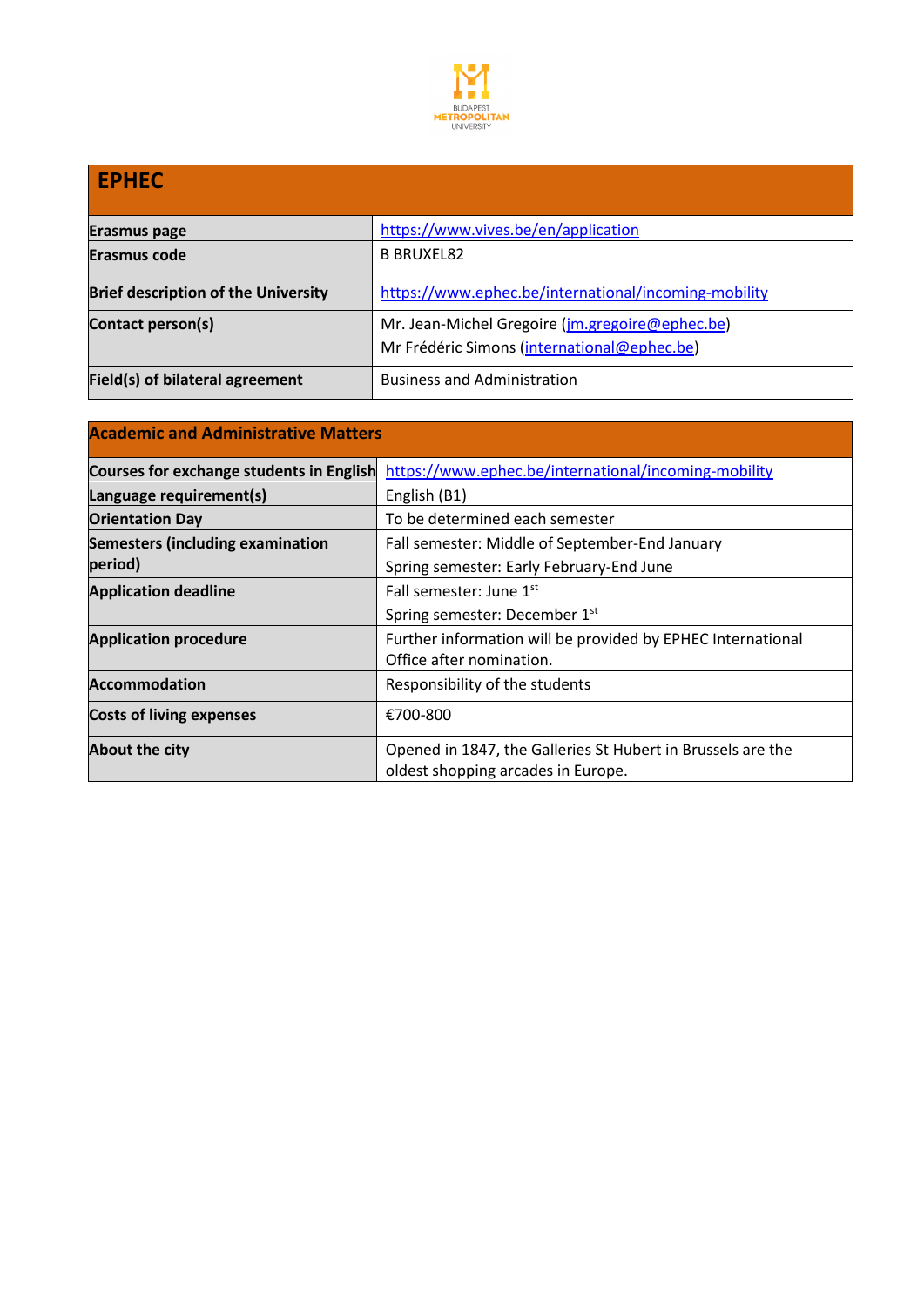| EPHEC | |
|---|---|
| Erasmus page | https://www.vives.be/en/application |
| Erasmus code | B BRUXEL82 |
| Brief description of the University | https://www.ephec.be/international/incoming-mobility |
| Contact person(s) | Mr. Jean-Michel Gregoire (jm.gregoire@ephec.be)<br>Mr Frédéric Simons (international@ephec.be) |
| Field(s) of bilateral agreement | Business and Administration |

| Academic and Administrative Matters | |
|---|---|
| Courses for exchange students in English | https://www.ephec.be/international/incoming-mobility |
| Language requirement(s) | English (B1) |
| Orientation Day | To be determined each semester |
| Semesters (including examination period) | Fall semester: Middle of September-End January<br>Spring semester: Early February-End June |
| Application deadline | Fall semester: June 1st<br>Spring semester: December 1st |
| Application procedure | Further information will be provided by EPHEC International Office after nomination. |
| Accommodation | Responsibility of the students |
| Costs of living expenses | €700-800 |
| About the city | Opened in 1847, the Galleries St Hubert in Brussels are the oldest shopping arcades in Europe. |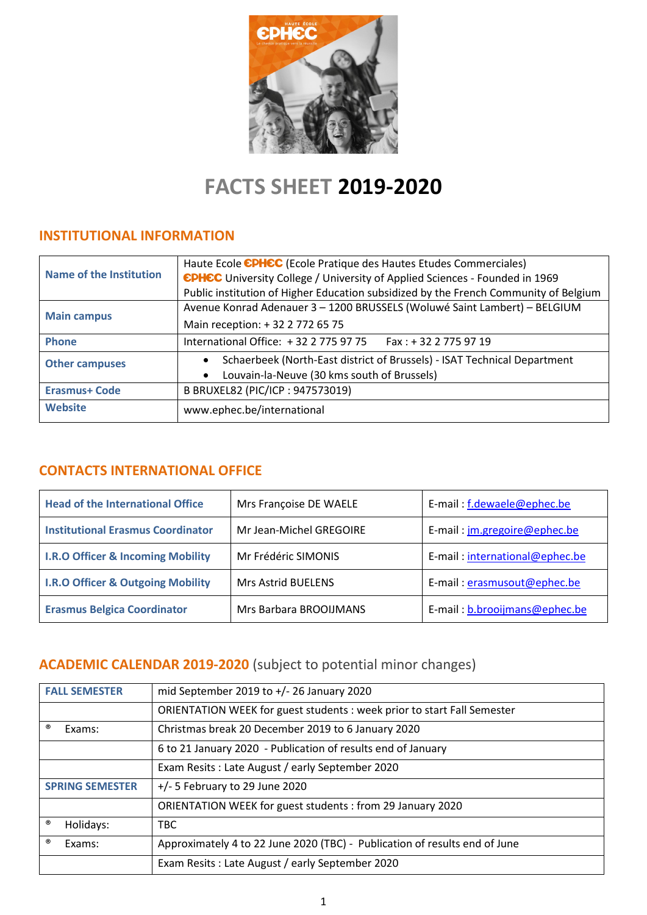# FACTS SHEET **2019-2020**

## INSTITUTIONAL INFORMATION

| | |
|---|---|
| **Name of the Institution** | Haute Ecole EPHEC (Ecole Pratique des Hautes Etudes Commerciales)<br>EPHEC University College / University of Applied Sciences - Founded in 1969<br>Public institution of Higher Education subsidized by the French Community of Belgium |
| **Main campus** | Avenue Konrad Adenauer 3 – 1200 BRUSSELS (Woluwé Saint Lambert) – BELGIUM<br>Main reception: + 32 2 772 65 75 |
| **Phone** | International Office: + 32 2 775 97 75 Fax : + 32 2 775 97 19 |
| **Other campuses** | • Schaerbeek (North-East district of Brussels) - ISAT Technical Department<br>• Louvain-la-Neuve (30 kms south of Brussels) |
| **Erasmus+ Code** | B BRUXEL82 (PIC/ICP : 947573019) |
| **Website** | www.ephec.be/international |

## CONTACTS INTERNATIONAL OFFICE

| | | |
|---|---|---|
| **Head of the International Office** | Mrs Françoise DE WAELE | E-mail : f.dewaele@ephec.be |
| **Institutional Erasmus Coordinator** | Mr Jean-Michel GREGOIRE | E-mail : jm.gregoire@ephec.be |
| **I.R.O Officer & Incoming Mobility** | Mr Frédéric SIMONIS | E-mail : international@ephec.be |
| **I.R.O Officer & Outgoing Mobility** | Mrs Astrid BUELENS | E-mail : erasmusout@ephec.be |
| **Erasmus Belgica Coordinator** | Mrs Barbara BROOIJMANS | E-mail : b.brooijmans@ephec.be |

## ACADEMIC CALENDAR 2019-2020 (subject to potential minor changes)

| | |
|---|---|
| **FALL SEMESTER** | mid September 2019 to +/- 26 January 2020 |
| | ORIENTATION WEEK for guest students : week prior to start Fall Semester |
| • Exams: | Christmas break 20 December 2019 to 6 January 2020 |
| | 6 to 21 January 2020 - Publication of results end of January |
| | Exam Resits : Late August / early September 2020 |
| **SPRING SEMESTER** | +/- 5 February to 29 June 2020 |
| | ORIENTATION WEEK for guest students : from 29 January 2020 |
| • Holidays: | TBC |
| • Exams: | Approximately 4 to 22 June 2020 (TBC) - Publication of results end of June |
| | Exam Resits : Late August / early September 2020 |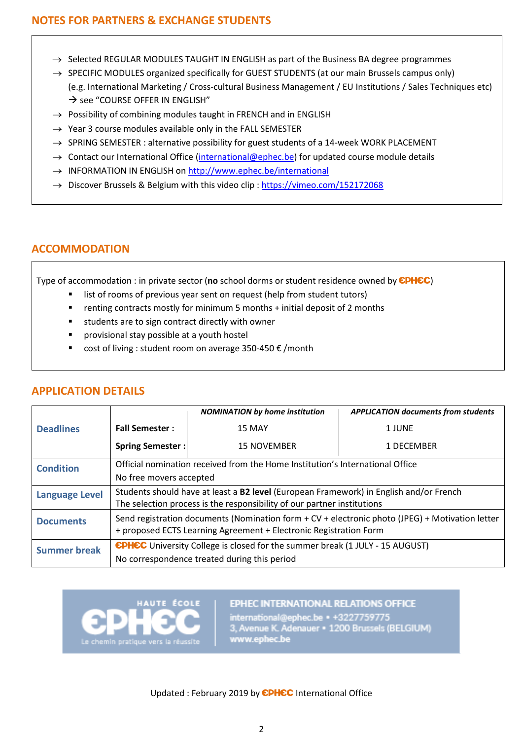## NOTES FOR PARTNERS & EXCHANGE STUDENTS

- → Selected REGULAR MODULES TAUGHT IN ENGLISH as part of the Business BA degree programmes
- → SPECIFIC MODULES organized specifically for GUEST STUDENTS (at our main Brussels campus only) (e.g. International Marketing / Cross-cultural Business Management / EU Institutions / Sales Techniques etc) → see "COURSE OFFER IN ENGLISH"
- → Possibility of combining modules taught in FRENCH and in ENGLISH
- → Year 3 course modules available only in the FALL SEMESTER
- → SPRING SEMESTER : alternative possibility for guest students of a 14-week WORK PLACEMENT
- → Contact our International Office (international@ephec.be) for updated course module details
- → INFORMATION IN ENGLISH on http://www.ephec.be/international
- → Discover Brussels & Belgium with this video clip : https://vimeo.com/152172068

## ACCOMMODATION

Type of accommodation : in private sector (**no** school dorms or student residence owned by EPHEC)

- list of rooms of previous year sent on request (help from student tutors)
- renting contracts mostly for minimum 5 months + initial deposit of 2 months
- students are to sign contract directly with owner
- provisional stay possible at a youth hostel
- cost of living : student room on average 350-450 € /month

## APPLICATION DETAILS

| | | *NOMINATION by home institution* | *APPLICATION documents from students* |
|---|---|---|---|
| **Deadlines** | **Fall Semester :** | 15 MAY | 1 JUNE |
| | **Spring Semester :** | 15 NOVEMBER | 1 DECEMBER |
| **Condition** | Official nomination received from the Home Institution's International Office<br>No free movers accepted | | |
| **Language Level** | Students should have at least a **B2 level** (European Framework) in English and/or French<br>The selection process is the responsibility of our partner institutions | | |
| **Documents** | Send registration documents (Nomination form + CV + electronic photo (JPEG) + Motivation letter + proposed ECTS Learning Agreement + Electronic Registration Form | | |
| **Summer break** | EPHEC University College is closed for the summer break (1 JULY - 15 AUGUST)<br>No correspondence treated during this period | | |

HAUTE ÉCOLE EPHEC
Le chemin pratique vers la réussite

EPHEC INTERNATIONAL RELATIONS OFFICE
international@ephec.be • +3227759775
3, Avenue K. Adenauer • 1200 Brussels (BELGIUM)
www.ephec.be

Updated : February 2019 by EPHEC International Office